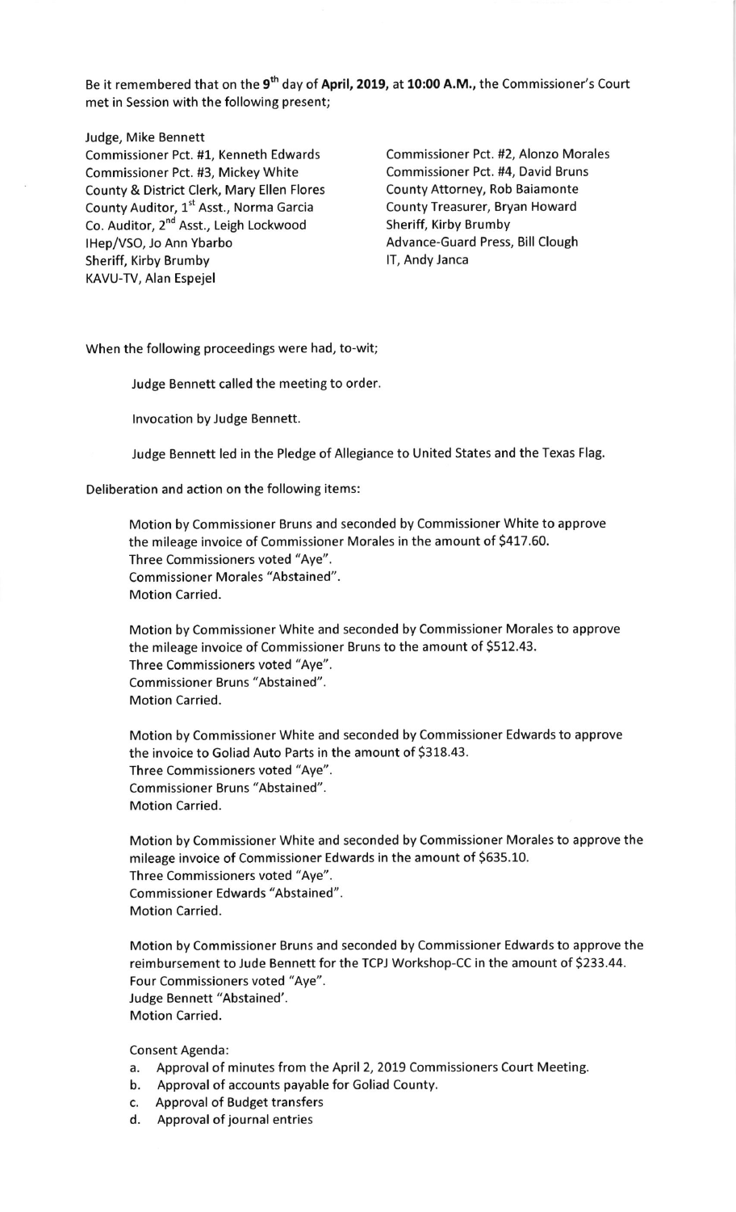Be it remembered that on the 9th day of **April, 2019**, at **10:00 A.M.**, the Commissioner's Court met in Session with the following present;

Judge, Mike Bennett
Commissioner Pct. #1, Kenneth Edwards
Commissioner Pct. #2, Alonzo Morales
Commissioner Pct. #3, Mickey White
Commissioner Pct. #4, David Bruns
County & District Clerk, Mary Ellen Flores
County Attorney, Rob Baiamonte
County Auditor, 1st Asst., Norma Garcia
County Treasurer, Bryan Howard
Co. Auditor, 2nd Asst., Leigh Lockwood
Sheriff, Kirby Brumby
IHep/VSO, Jo Ann Ybarbo
Advance-Guard Press, Bill Clough
Sheriff, Kirby Brumby
IT, Andy Janca
KAVU-TV, Alan Espejel

When the following proceedings were had, to-wit;

Judge Bennett called the meeting to order.

Invocation by Judge Bennett.

Judge Bennett led in the Pledge of Allegiance to United States and the Texas Flag.

Deliberation and action on the following items:

Motion by Commissioner Bruns and seconded by Commissioner White to approve the mileage invoice of Commissioner Morales in the amount of $417.60.
Three Commissioners voted "Aye".
Commissioner Morales "Abstained".
Motion Carried.

Motion by Commissioner White and seconded by Commissioner Morales to approve the mileage invoice of Commissioner Bruns to the amount of $512.43.
Three Commissioners voted "Aye".
Commissioner Bruns "Abstained".
Motion Carried.

Motion by Commissioner White and seconded by Commissioner Edwards to approve the invoice to Goliad Auto Parts in the amount of $318.43.
Three Commissioners voted "Aye".
Commissioner Bruns "Abstained".
Motion Carried.

Motion by Commissioner White and seconded by Commissioner Morales to approve the mileage invoice of Commissioner Edwards in the amount of $635.10.
Three Commissioners voted "Aye".
Commissioner Edwards "Abstained".
Motion Carried.

Motion by Commissioner Bruns and seconded by Commissioner Edwards to approve the reimbursement to Jude Bennett for the TCPJ Workshop-CC in the amount of $233.44.
Four Commissioners voted "Aye".
Judge Bennett "Abstained'.
Motion Carried.

Consent Agenda:

a. Approval of minutes from the April 2, 2019 Commissioners Court Meeting.
b. Approval of accounts payable for Goliad County.
c. Approval of Budget transfers
d. Approval of journal entries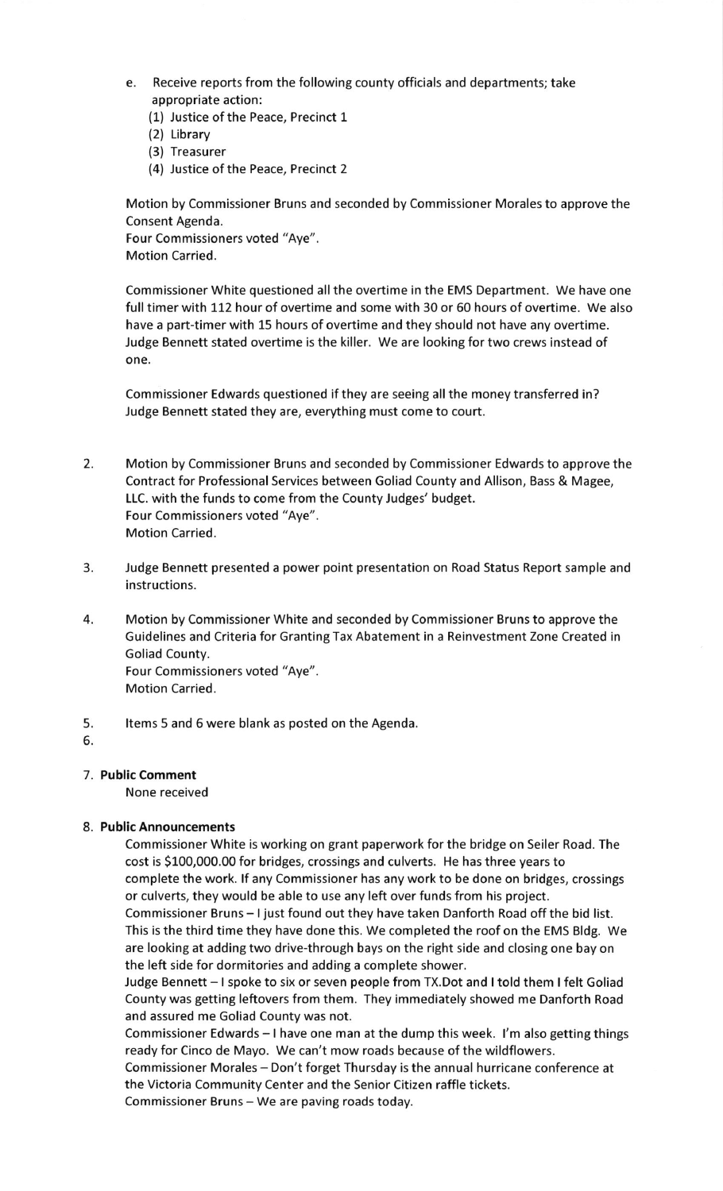e. Receive reports from the following county officials and departments; take appropriate action:
   (1) Justice of the Peace, Precinct 1
   (2) Library
   (3) Treasurer
   (4) Justice of the Peace, Precinct 2

Motion by Commissioner Bruns and seconded by Commissioner Morales to approve the Consent Agenda.
Four Commissioners voted "Aye".
Motion Carried.

Commissioner White questioned all the overtime in the EMS Department. We have one full timer with 112 hour of overtime and some with 30 or 60 hours of overtime. We also have a part-timer with 15 hours of overtime and they should not have any overtime. Judge Bennett stated overtime is the killer. We are looking for two crews instead of one.

Commissioner Edwards questioned if they are seeing all the money transferred in? Judge Bennett stated they are, everything must come to court.

2. Motion by Commissioner Bruns and seconded by Commissioner Edwards to approve the Contract for Professional Services between Goliad County and Allison, Bass & Magee, LLC. with the funds to come from the County Judges' budget.
   Four Commissioners voted "Aye".
   Motion Carried.

3. Judge Bennett presented a power point presentation on Road Status Report sample and instructions.

4. Motion by Commissioner White and seconded by Commissioner Bruns to approve the Guidelines and Criteria for Granting Tax Abatement in a Reinvestment Zone Created in Goliad County.
   Four Commissioners voted "Aye".
   Motion Carried.

5. Items 5 and 6 were blank as posted on the Agenda.
6.

7. **Public Comment**
   None received

8. **Public Announcements**
   Commissioner White is working on grant paperwork for the bridge on Seiler Road. The cost is $100,000.00 for bridges, crossings and culverts. He has three years to complete the work. If any Commissioner has any work to be done on bridges, crossings or culverts, they would be able to use any left over funds from his project.
   Commissioner Bruns – I just found out they have taken Danforth Road off the bid list. This is the third time they have done this. We completed the roof on the EMS Bldg. We are looking at adding two drive-through bays on the right side and closing one bay on the left side for dormitories and adding a complete shower.
   Judge Bennett – I spoke to six or seven people from TX.Dot and I told them I felt Goliad County was getting leftovers from them. They immediately showed me Danforth Road and assured me Goliad County was not.
   Commissioner Edwards – I have one man at the dump this week. I'm also getting things ready for Cinco de Mayo. We can't mow roads because of the wildflowers.
   Commissioner Morales – Don't forget Thursday is the annual hurricane conference at the Victoria Community Center and the Senior Citizen raffle tickets.
   Commissioner Bruns – We are paving roads today.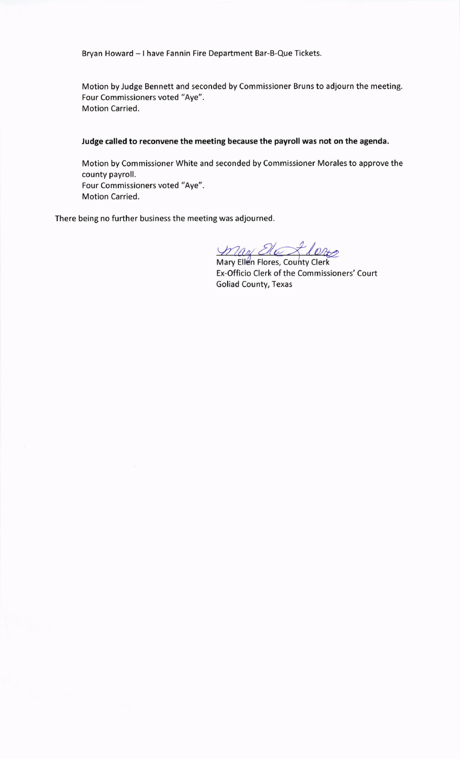Bryan Howard – I have Fannin Fire Department Bar-B-Que Tickets.

Motion by Judge Bennett and seconded by Commissioner Bruns to adjourn the meeting.
Four Commissioners voted "Aye".
Motion Carried.

**Judge called to reconvene the meeting because the payroll was not on the agenda.**

Motion by Commissioner White and seconded by Commissioner Morales to approve the county payroll.
Four Commissioners voted "Aye".
Motion Carried.

There being no further business the meeting was adjourned.

Mary Ellen Flores, County Clerk
Ex-Officio Clerk of the Commissioners' Court
Goliad County, Texas